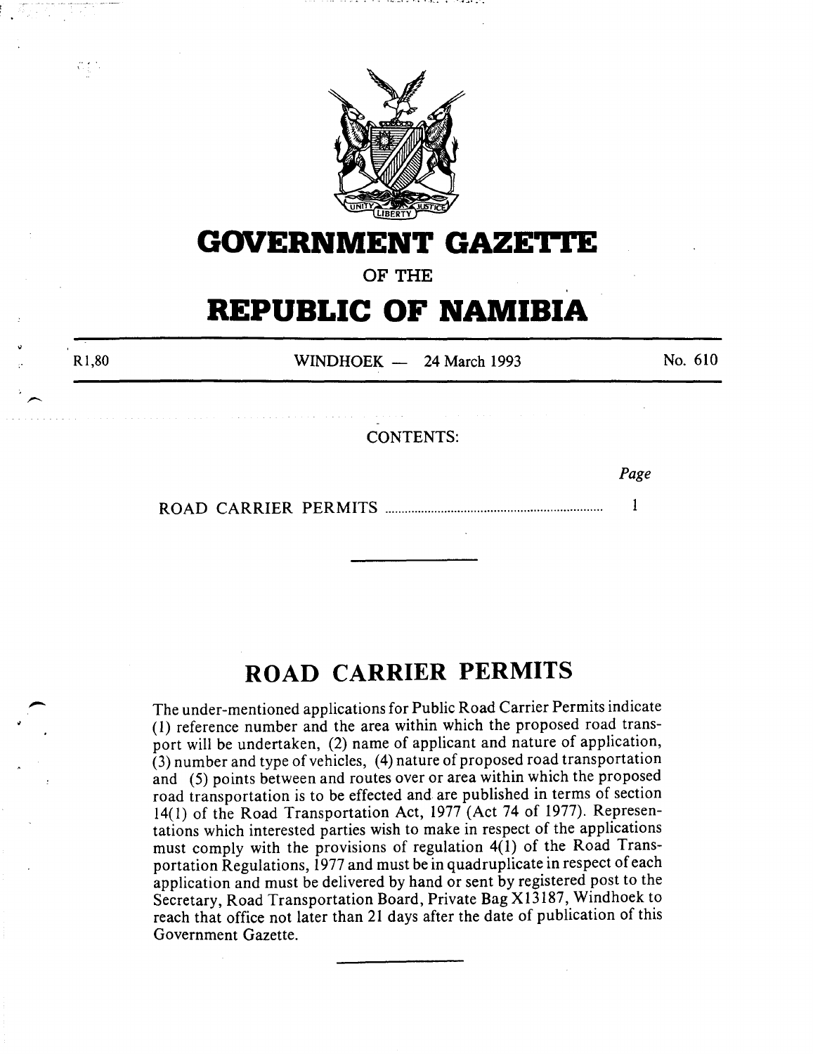# GOVERNMENT GAZETTE

OF THE

# REPUBLIC OF NAMIBIA

R1,80 WINDHOEK — 24 March 1993 No. 610

CONTENTS:

| | Page |
|---|---|
| ROAD CARRIER PERMITS | 1 |

---

## ROAD CARRIER PERMITS

The under-mentioned applications for Public Road Carrier Permits indicate (1) reference number and the area within which the proposed road transport will be undertaken, (2) name of applicant and nature of application, (3) number and type of vehicles, (4) nature of proposed road transportation and (5) points between and routes over or area within which the proposed road transportation is to be effected and are published in terms of section 14(1) of the Road Transportation Act, 1977 (Act 74 of 1977). Representations which interested parties wish to make in respect of the applications must comply with the provisions of regulation 4(1) of the Road Transportation Regulations, 1977 and must be in quadruplicate in respect of each application and must be delivered by hand or sent by registered post to the Secretary, Road Transportation Board, Private Bag X13187, Windhoek to reach that office not later than 21 days after the date of publication of this Government Gazette.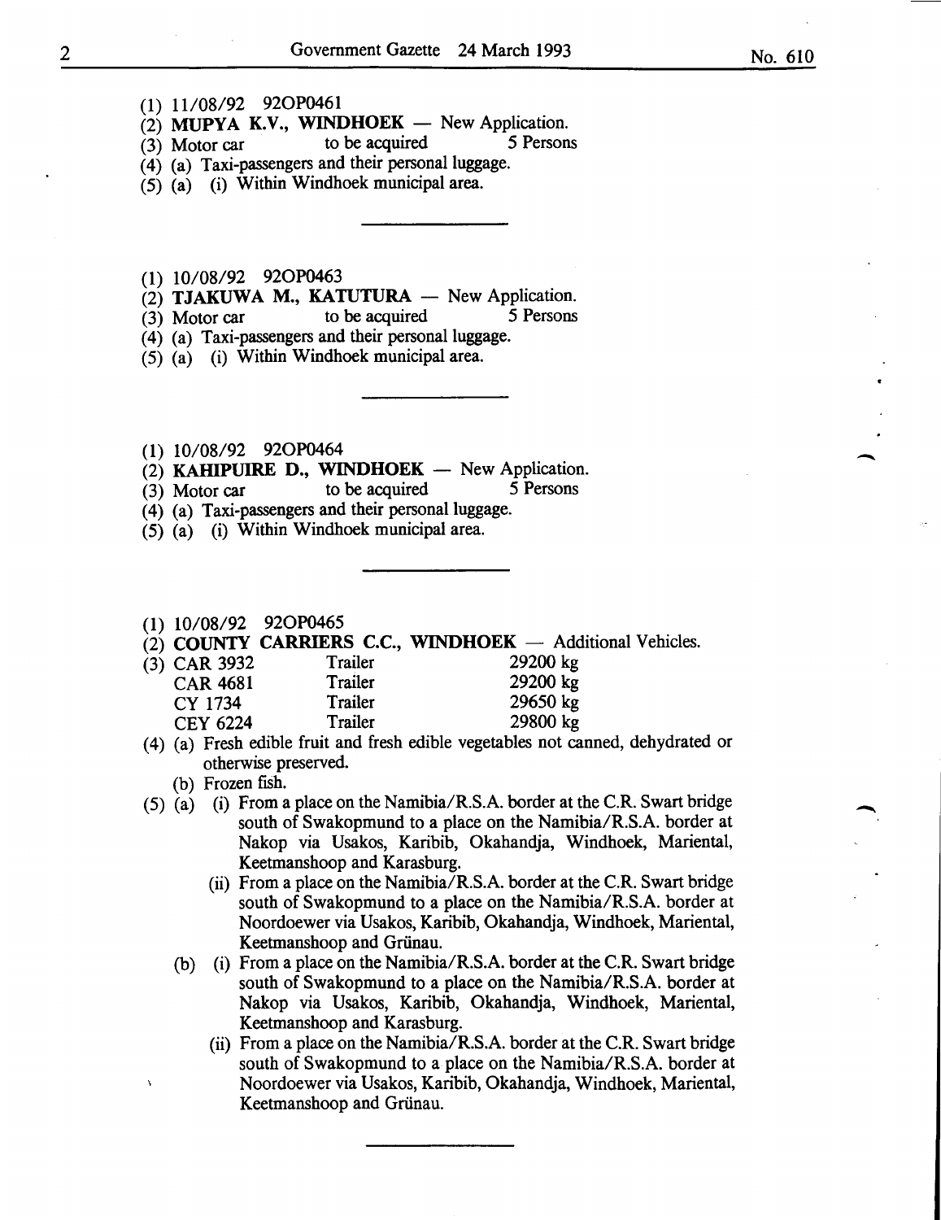(1) 11/08/92 92OP0461
(2) **MUPYA K.V., WINDHOEK** — New Application.
(3) Motor car to be acquired 5 Persons
(4) (a) Taxi-passengers and their personal luggage.
(5) (a) (i) Within Windhoek municipal area.

---

(1) 10/08/92 92OP0463
(2) **TJAKUWA M., KATUTURA** — New Application.
(3) Motor car to be acquired 5 Persons
(4) (a) Taxi-passengers and their personal luggage.
(5) (a) (i) Within Windhoek municipal area.

---

(1) 10/08/92 92OP0464
(2) **KAHIPUIRE D., WINDHOEK** — New Application.
(3) Motor car to be acquired 5 Persons
(4) (a) Taxi-passengers and their personal luggage.
(5) (a) (i) Within Windhoek municipal area.

---

(1) 10/08/92 92OP0465
(2) **COUNTY CARRIERS C.C., WINDHOEK** — Additional Vehicles.
(3) CAR 3932 Trailer 29200 kg
CAR 4681 Trailer 29200 kg
CY 1734 Trailer 29650 kg
CEY 6224 Trailer 29800 kg
(4) (a) Fresh edible fruit and fresh edible vegetables not canned, dehydrated or otherwise preserved.
(b) Frozen fish.
(5) (a) (i) From a place on the Namibia/R.S.A. border at the C.R. Swart bridge south of Swakopmund to a place on the Namibia/R.S.A. border at Nakop via Usakos, Karibib, Okahandja, Windhoek, Mariental, Keetmanshoop and Karasburg.
(ii) From a place on the Namibia/R.S.A. border at the C.R. Swart bridge south of Swakopmund to a place on the Namibia/R.S.A. border at Noordoewer via Usakos, Karibib, Okahandja, Windhoek, Mariental, Keetmanshoop and Grünau.
(b) (i) From a place on the Namibia/R.S.A. border at the C.R. Swart bridge south of Swakopmund to a place on the Namibia/R.S.A. border at Nakop via Usakos, Karibib, Okahandja, Windhoek, Mariental, Keetmanshoop and Karasburg.
(ii) From a place on the Namibia/R.S.A. border at the C.R. Swart bridge south of Swakopmund to a place on the Namibia/R.S.A. border at Noordoewer via Usakos, Karibib, Okahandja, Windhoek, Mariental, Keetmanshoop and Grünau.

---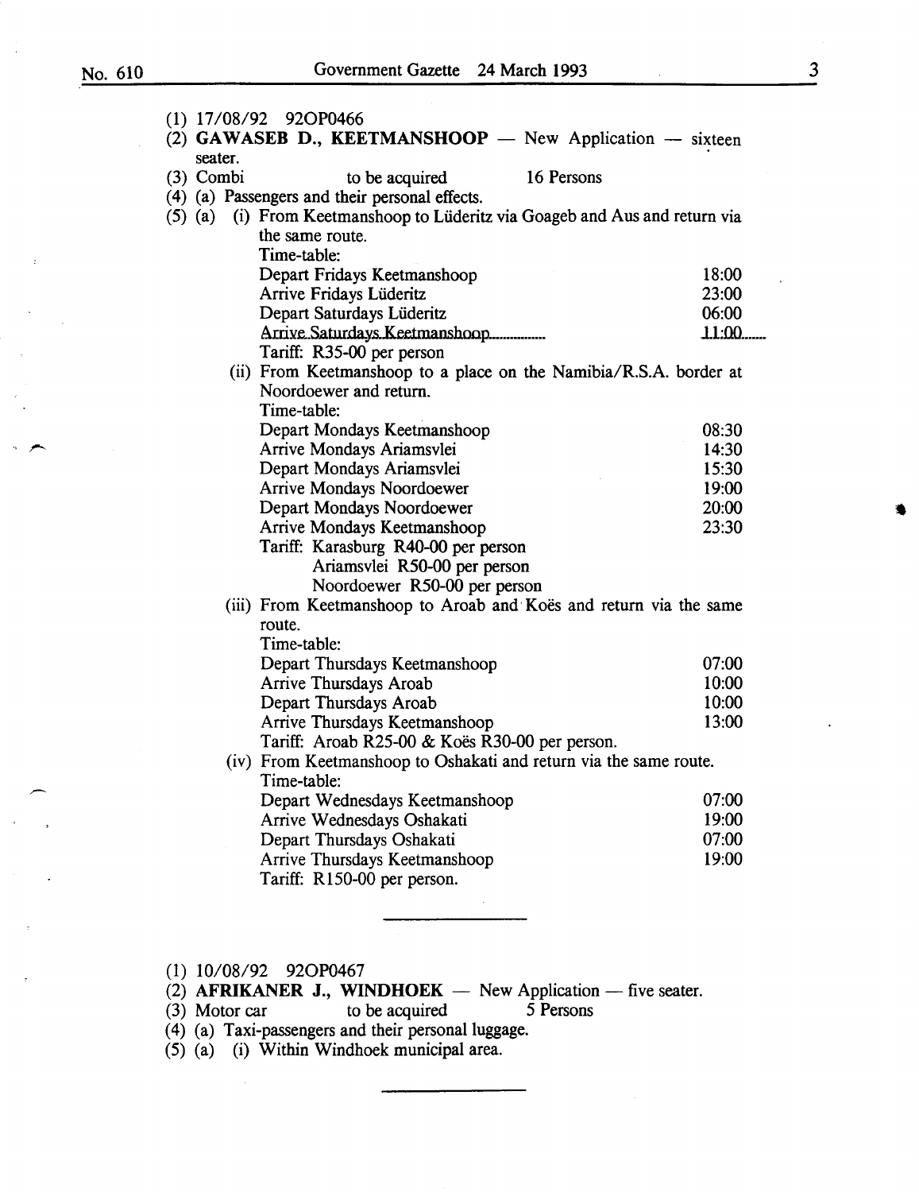(1) 17/08/92 92OP0466

(2) **GAWASEB D., KEETMANSHOOP** — New Application — sixteen seater.

(3) Combi to be acquired 16 Persons

(4) (a) Passengers and their personal effects.

(5) (a) (i) From Keetmanshoop to Lüderitz via Goageb and Aus and return via the same route.

Time-table:

| | |
|---|---|
| Depart Fridays Keetmanshoop | 18:00 |
| Arrive Fridays Lüderitz | 23:00 |
| Depart Saturdays Lüderitz | 06:00 |
| Arrive Saturdays Keetmanshoop | 11:00 |

Tariff: R35-00 per person

(ii) From Keetmanshoop to a place on the Namibia/R.S.A. border at Noordoewer and return.

Time-table:

| | |
|---|---|
| Depart Mondays Keetmanshoop | 08:30 |
| Arrive Mondays Ariamsvlei | 14:30 |
| Depart Mondays Ariamsvlei | 15:30 |
| Arrive Mondays Noordoewer | 19:00 |
| Depart Mondays Noordoewer | 20:00 |
| Arrive Mondays Keetmanshoop | 23:30 |

Tariff: Karasburg R40-00 per person
Ariamsvlei R50-00 per person
Noordoewer R50-00 per person

(iii) From Keetmanshoop to Aroab and Koës and return via the same route.

Time-table:

| | |
|---|---|
| Depart Thursdays Keetmanshoop | 07:00 |
| Arrive Thursdays Aroab | 10:00 |
| Depart Thursdays Aroab | 10:00 |
| Arrive Thursdays Keetmanshoop | 13:00 |

Tariff: Aroab R25-00 & Koës R30-00 per person.

(iv) From Keetmanshoop to Oshakati and return via the same route.

Time-table:

| | |
|---|---|
| Depart Wednesdays Keetmanshoop | 07:00 |
| Arrive Wednesdays Oshakati | 19:00 |
| Depart Thursdays Oshakati | 07:00 |
| Arrive Thursdays Keetmanshoop | 19:00 |

Tariff: R150-00 per person.

---

(1) 10/08/92 92OP0467

(2) **AFRIKANER J., WINDHOEK** — New Application — five seater.

(3) Motor car to be acquired 5 Persons

(4) (a) Taxi-passengers and their personal luggage.

(5) (a) (i) Within Windhoek municipal area.

---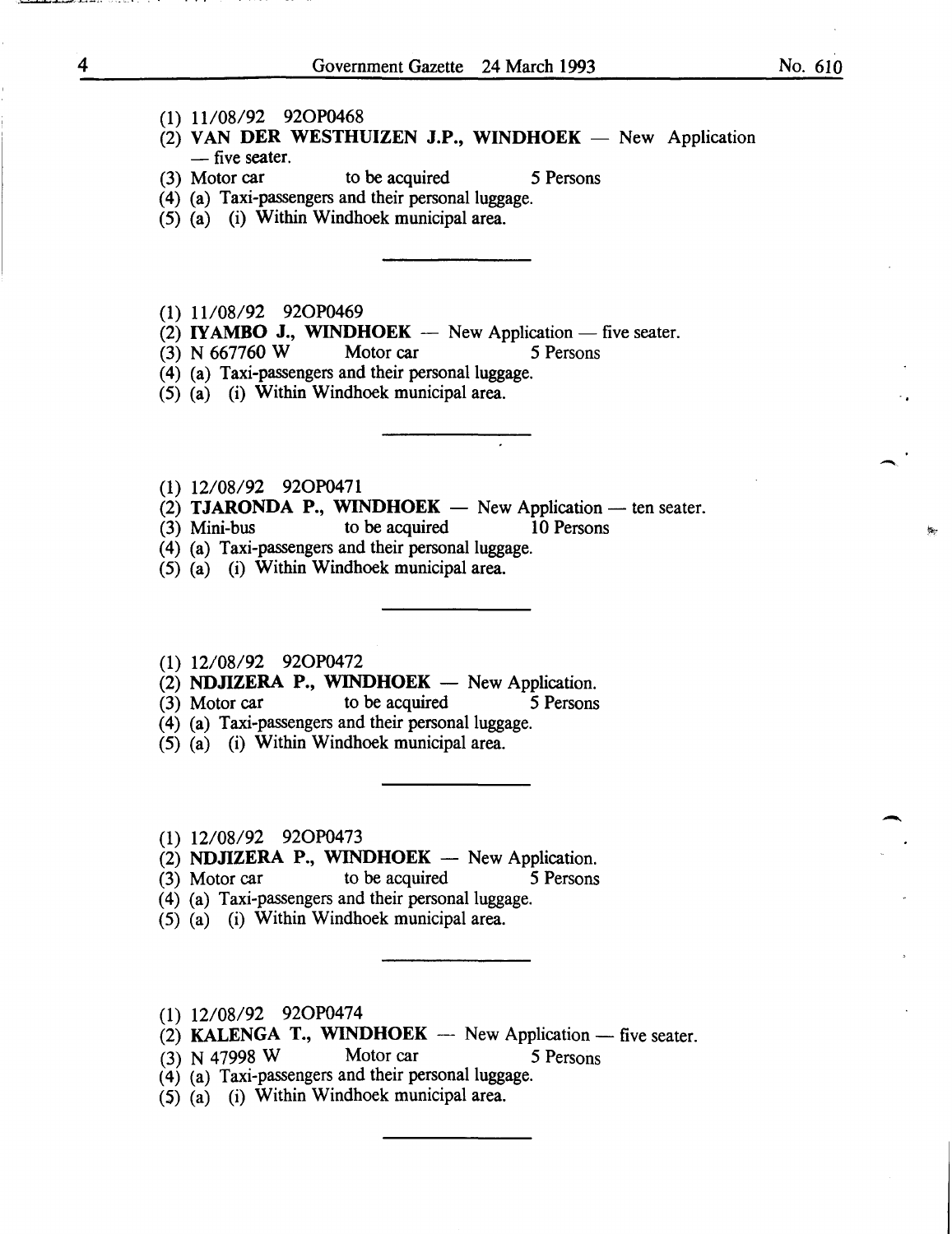(1) 11/08/92 92OP0468
(2) **VAN DER WESTHUIZEN J.P., WINDHOEK** — New Application — five seater.
(3) Motor car to be acquired 5 Persons
(4) (a) Taxi-passengers and their personal luggage.
(5) (a) (i) Within Windhoek municipal area.

---

(1) 11/08/92 92OP0469
(2) **IYAMBO J., WINDHOEK** — New Application — five seater.
(3) N 667760 W Motor car 5 Persons
(4) (a) Taxi-passengers and their personal luggage.
(5) (a) (i) Within Windhoek municipal area.

---

(1) 12/08/92 92OP0471
(2) **TJARONDA P., WINDHOEK** — New Application — ten seater.
(3) Mini-bus to be acquired 10 Persons
(4) (a) Taxi-passengers and their personal luggage.
(5) (a) (i) Within Windhoek municipal area.

---

(1) 12/08/92 92OP0472
(2) **NDJIZERA P., WINDHOEK** — New Application.
(3) Motor car to be acquired 5 Persons
(4) (a) Taxi-passengers and their personal luggage.
(5) (a) (i) Within Windhoek municipal area.

---

(1) 12/08/92 92OP0473
(2) **NDJIZERA P., WINDHOEK** — New Application.
(3) Motor car to be acquired 5 Persons
(4) (a) Taxi-passengers and their personal luggage.
(5) (a) (i) Within Windhoek municipal area.

---

(1) 12/08/92 92OP0474
(2) **KALENGA T., WINDHOEK** — New Application — five seater.
(3) N 47998 W Motor car 5 Persons
(4) (a) Taxi-passengers and their personal luggage.
(5) (a) (i) Within Windhoek municipal area.

---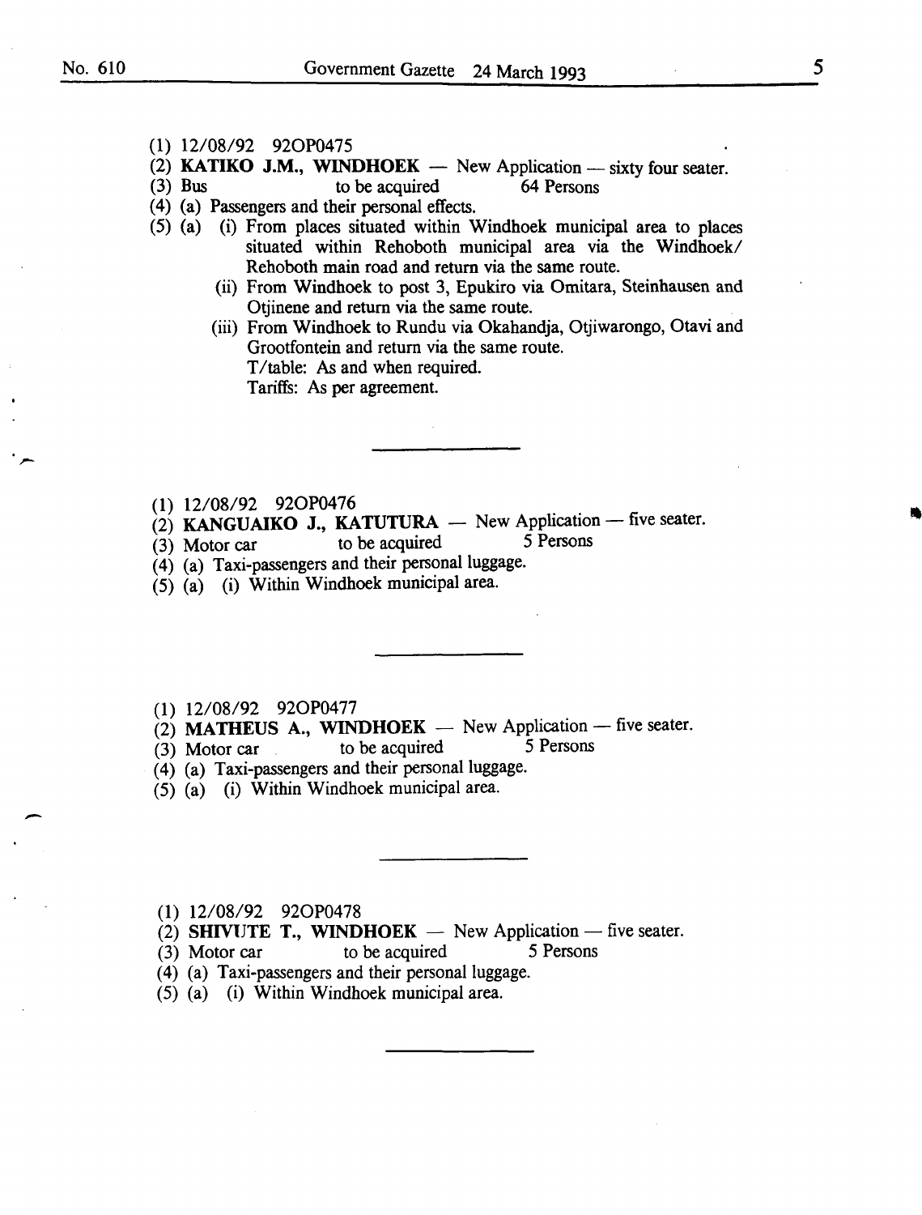(1) 12/08/92 92OP0475

(2) **KATIKO J.M., WINDHOEK** — New Application — sixty four seater.

(3) Bus to be acquired 64 Persons

(4) (a) Passengers and their personal effects.

(5) (a) (i) From places situated within Windhoek municipal area to places situated within Rehoboth municipal area via the Windhoek/Rehoboth main road and return via the same route.

(ii) From Windhoek to post 3, Epukiro via Omitara, Steinhausen and Otjinene and return via the same route.

(iii) From Windhoek to Rundu via Okahandja, Otjiwarongo, Otavi and Grootfontein and return via the same route.

T/table: As and when required.

Tariffs: As per agreement.

---

(1) 12/08/92 92OP0476

(2) **KANGUAIKO J., KATUTURA** — New Application — five seater.

(3) Motor car to be acquired 5 Persons

(4) (a) Taxi-passengers and their personal luggage.

(5) (a) (i) Within Windhoek municipal area.

---

(1) 12/08/92 92OP0477

(2) **MATHEUS A., WINDHOEK** — New Application — five seater.

(3) Motor car to be acquired 5 Persons

(4) (a) Taxi-passengers and their personal luggage.

(5) (a) (i) Within Windhoek municipal area.

---

(1) 12/08/92 92OP0478

(2) **SHIVUTE T., WINDHOEK** — New Application — five seater.

(3) Motor car to be acquired 5 Persons

(4) (a) Taxi-passengers and their personal luggage.

(5) (a) (i) Within Windhoek municipal area.

---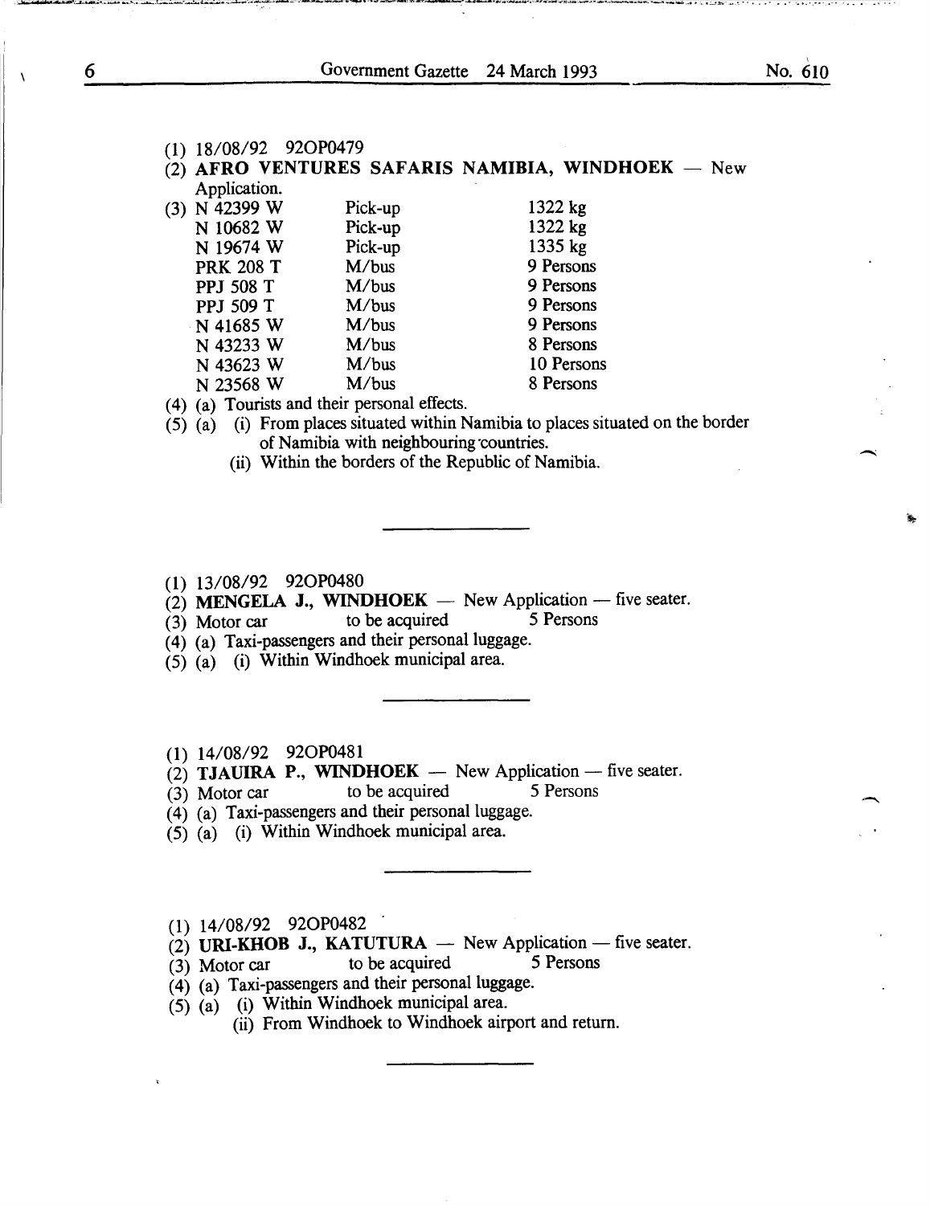(1) 18/08/92 92OP0479

(2) **AFRO VENTURES SAFARIS NAMIBIA, WINDHOEK** — New Application.

(3)

| | | |
|---|---|---|
| N 42399 W | Pick-up | 1322 kg |
| N 10682 W | Pick-up | 1322 kg |
| N 19674 W | Pick-up | 1335 kg |
| PRK 208 T | M/bus | 9 Persons |
| PPJ 508 T | M/bus | 9 Persons |
| PPJ 509 T | M/bus | 9 Persons |
| N 41685 W | M/bus | 9 Persons |
| N 43233 W | M/bus | 8 Persons |
| N 43623 W | M/bus | 10 Persons |
| N 23568 W | M/bus | 8 Persons |

(4) (a) Tourists and their personal effects.

(5) (a) (i) From places situated within Namibia to places situated on the border of Namibia with neighbouring countries.

(ii) Within the borders of the Republic of Namibia.

---

(1) 13/08/92 92OP0480

(2) **MENGELA J., WINDHOEK** — New Application — five seater.

(3) Motor car to be acquired 5 Persons

(4) (a) Taxi-passengers and their personal luggage.

(5) (a) (i) Within Windhoek municipal area.

---

(1) 14/08/92 92OP0481

(2) **TJAUIRA P., WINDHOEK** — New Application — five seater.

(3) Motor car to be acquired 5 Persons

(4) (a) Taxi-passengers and their personal luggage.

(5) (a) (i) Within Windhoek municipal area.

---

(1) 14/08/92 92OP0482

(2) **URI-KHOB J., KATUTURA** — New Application — five seater.

(3) Motor car to be acquired 5 Persons

(4) (a) Taxi-passengers and their personal luggage.

(5) (a) (i) Within Windhoek municipal area.

(ii) From Windhoek to Windhoek airport and return.

---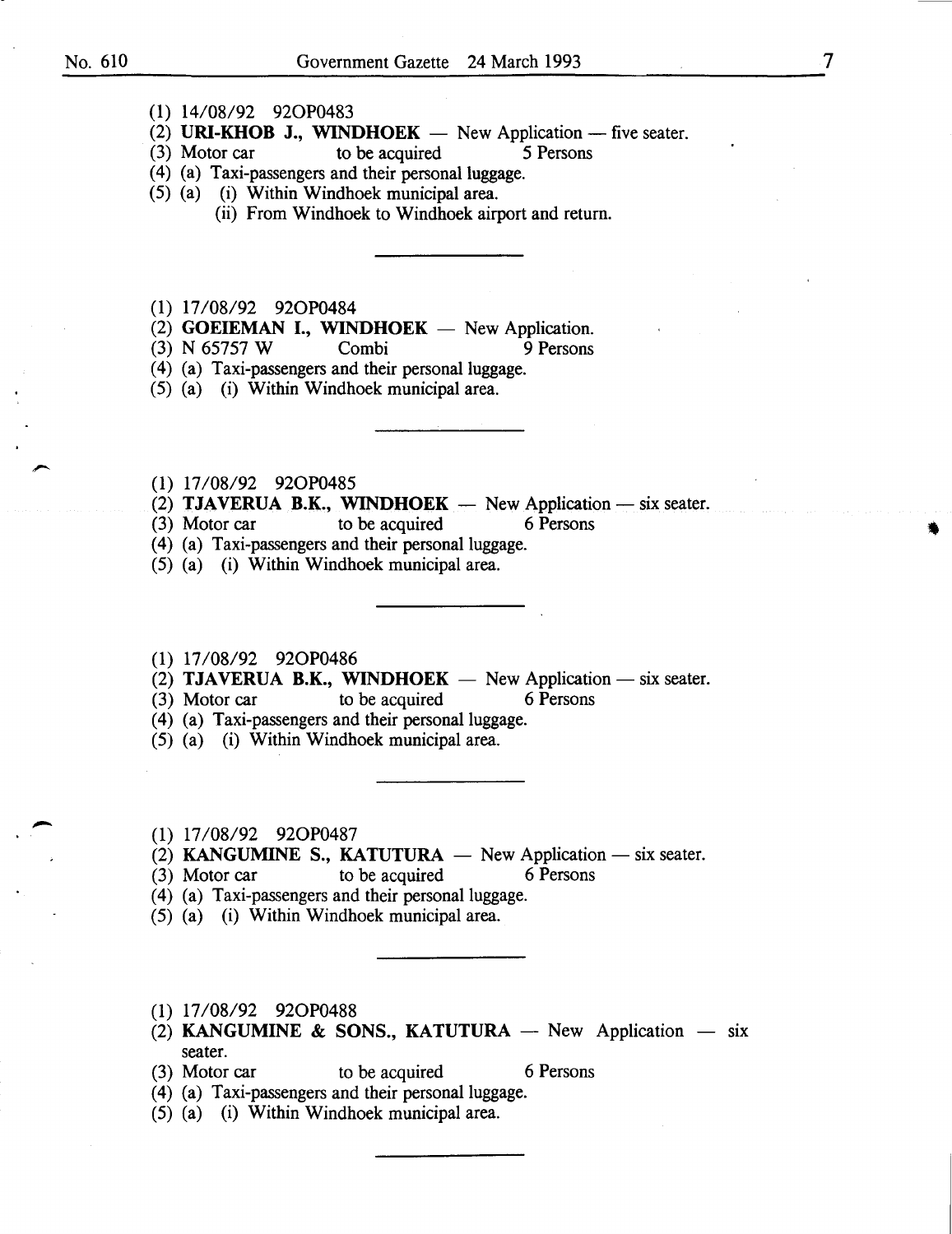(1) 14/08/92 92OP0483
(2) **URI-KHOB J., WINDHOEK** — New Application — five seater.
(3) Motor car to be acquired 5 Persons
(4) (a) Taxi-passengers and their personal luggage.
(5) (a) (i) Within Windhoek municipal area.
(ii) From Windhoek to Windhoek airport and return.

---

(1) 17/08/92 92OP0484
(2) **GOEIEMAN I., WINDHOEK** — New Application.
(3) N 65757 W Combi 9 Persons
(4) (a) Taxi-passengers and their personal luggage.
(5) (a) (i) Within Windhoek municipal area.

---

(1) 17/08/92 92OP0485
(2) **TJAVERUA B.K., WINDHOEK** — New Application — six seater.
(3) Motor car to be acquired 6 Persons
(4) (a) Taxi-passengers and their personal luggage.
(5) (a) (i) Within Windhoek municipal area.

---

(1) 17/08/92 92OP0486
(2) **TJAVERUA B.K., WINDHOEK** — New Application — six seater.
(3) Motor car to be acquired 6 Persons
(4) (a) Taxi-passengers and their personal luggage.
(5) (a) (i) Within Windhoek municipal area.

---

(1) 17/08/92 92OP0487
(2) **KANGUMINE S., KATUTURA** — New Application — six seater.
(3) Motor car to be acquired 6 Persons
(4) (a) Taxi-passengers and their personal luggage.
(5) (a) (i) Within Windhoek municipal area.

---

(1) 17/08/92 92OP0488
(2) **KANGUMINE & SONS., KATUTURA** — New Application — six seater.
(3) Motor car to be acquired 6 Persons
(4) (a) Taxi-passengers and their personal luggage.
(5) (a) (i) Within Windhoek municipal area.

---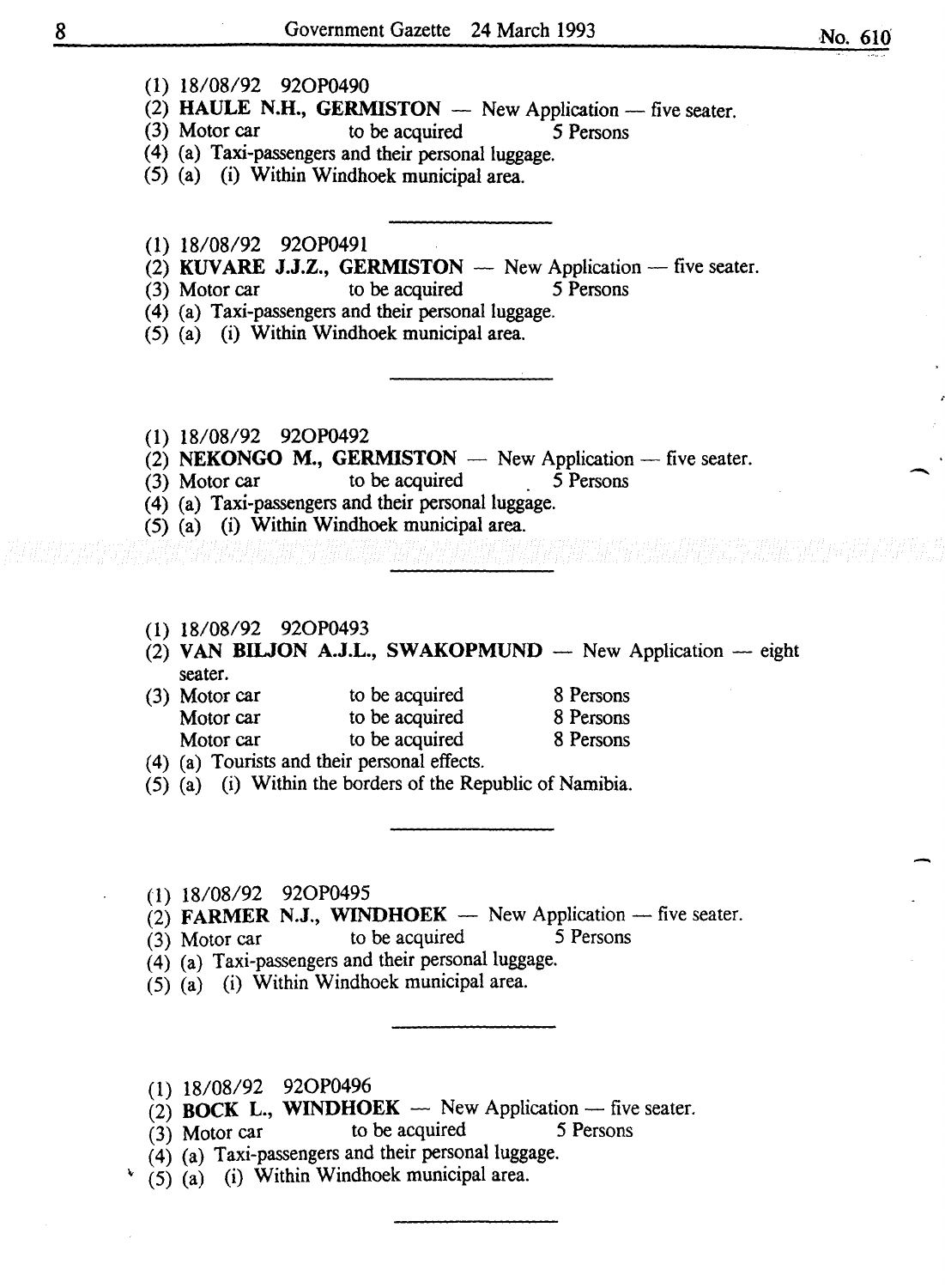(1) 18/08/92 92OP0490
(2) **HAULE N.H., GERMISTON** — New Application — five seater.
(3) Motor car to be acquired 5 Persons
(4) (a) Taxi-passengers and their personal luggage.
(5) (a) (i) Within Windhoek municipal area.

---

(1) 18/08/92 92OP0491
(2) **KUVARE J.J.Z., GERMISTON** — New Application — five seater.
(3) Motor car to be acquired 5 Persons
(4) (a) Taxi-passengers and their personal luggage.
(5) (a) (i) Within Windhoek municipal area.

---

(1) 18/08/92 92OP0492
(2) **NEKONGO M., GERMISTON** — New Application — five seater.
(3) Motor car to be acquired 5 Persons
(4) (a) Taxi-passengers and their personal luggage.
(5) (a) (i) Within Windhoek municipal area.

---

(1) 18/08/92 92OP0493
(2) **VAN BILJON A.J.L., SWAKOPMUND** — New Application — eight seater.
(3) Motor car to be acquired 8 Persons
Motor car to be acquired 8 Persons
Motor car to be acquired 8 Persons
(4) (a) Tourists and their personal effects.
(5) (a) (i) Within the borders of the Republic of Namibia.

---

(1) 18/08/92 92OP0495
(2) **FARMER N.J., WINDHOEK** — New Application — five seater.
(3) Motor car to be acquired 5 Persons
(4) (a) Taxi-passengers and their personal luggage.
(5) (a) (i) Within Windhoek municipal area.

---

(1) 18/08/92 92OP0496
(2) **BOCK L., WINDHOEK** — New Application — five seater.
(3) Motor car to be acquired 5 Persons
(4) (a) Taxi-passengers and their personal luggage.
(5) (a) (i) Within Windhoek municipal area.

---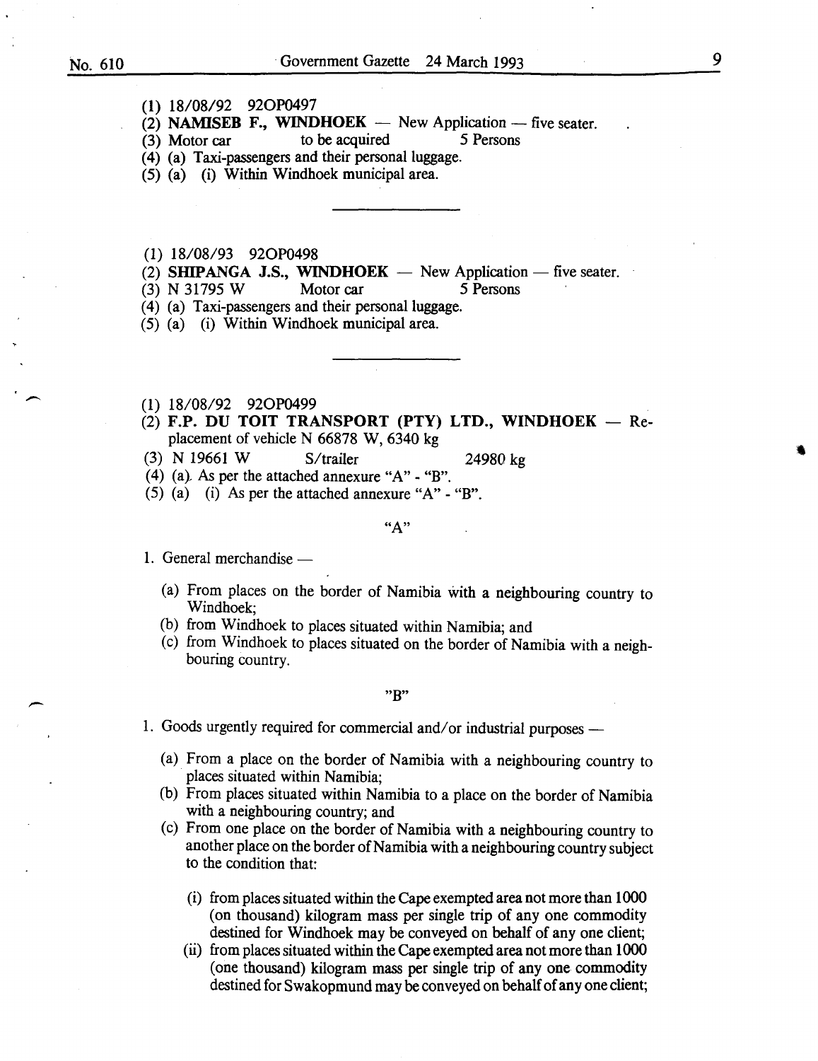(1) 18/08/92 92OP0497
(2) **NAMISEB F., WINDHOEK** — New Application — five seater.
(3) Motor car to be acquired 5 Persons
(4) (a) Taxi-passengers and their personal luggage.
(5) (a) (i) Within Windhoek municipal area.

---

(1) 18/08/93 92OP0498
(2) **SHIPANGA J.S., WINDHOEK** — New Application — five seater.
(3) N 31795 W Motor car 5 Persons
(4) (a) Taxi-passengers and their personal luggage.
(5) (a) (i) Within Windhoek municipal area.

---

(1) 18/08/92 92OP0499
(2) **F.P. DU TOIT TRANSPORT (PTY) LTD., WINDHOEK** — Replacement of vehicle N 66878 W, 6340 kg
(3) N 19661 W S/trailer 24980 kg
(4) (a). As per the attached annexure "A" - "B".
(5) (a) (i) As per the attached annexure "A" - "B".

"A"

1. General merchandise —
   (a) From places on the border of Namibia with a neighbouring country to Windhoek;
   (b) from Windhoek to places situated within Namibia; and
   (c) from Windhoek to places situated on the border of Namibia with a neighbouring country.

"B"

1. Goods urgently required for commercial and/or industrial purposes —
   (a) From a place on the border of Namibia with a neighbouring country to places situated within Namibia;
   (b) From places situated within Namibia to a place on the border of Namibia with a neighbouring country; and
   (c) From one place on the border of Namibia with a neighbouring country to another place on the border of Namibia with a neighbouring country subject to the condition that:
      (i) from places situated within the Cape exempted area not more than 1000 (on thousand) kilogram mass per single trip of any one commodity destined for Windhoek may be conveyed on behalf of any one client;
      (ii) from places situated within the Cape exempted area not more than 1000 (one thousand) kilogram mass per single trip of any one commodity destined for Swakopmund may be conveyed on behalf of any one client;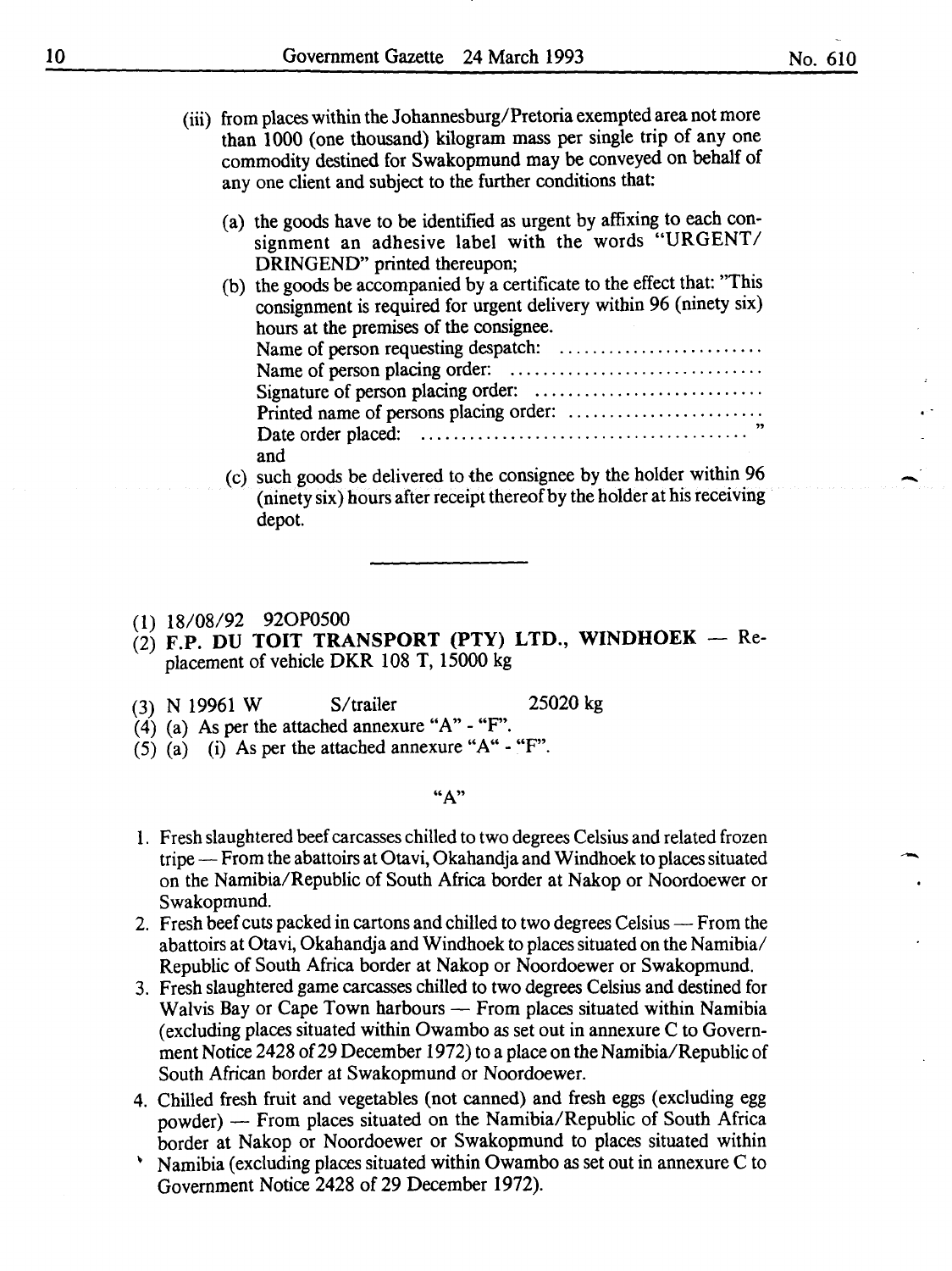(iii) from places within the Johannesburg/Pretoria exempted area not more than 1000 (one thousand) kilogram mass per single trip of any one commodity destined for Swakopmund may be conveyed on behalf of any one client and subject to the further conditions that:

(a) the goods have to be identified as urgent by affixing to each consignment an adhesive label with the words "URGENT/ DRINGEND" printed thereupon;

(b) the goods be accompanied by a certificate to the effect that: "This consignment is required for urgent delivery within 96 (ninety six) hours at the premises of the consignee.
Name of person requesting despatch: .........................
Name of person placing order: ..............................
Signature of person placing order: ...........................
Printed name of persons placing order: .......................
Date order placed: ....................................... "
and

(c) such goods be delivered to the consignee by the holder within 96 (ninety six) hours after receipt thereof by the holder at his receiving depot.

---

(1) 18/08/92 92OP0500

(2) **F.P. DU TOIT TRANSPORT (PTY) LTD., WINDHOEK** — Replacement of vehicle DKR 108 T, 15000 kg

(3) N 19961 W S/trailer 25020 kg

(4) (a) As per the attached annexure "A" - "F".

(5) (a) (i) As per the attached annexure "A" - "F".

"A"

1. Fresh slaughtered beef carcasses chilled to two degrees Celsius and related frozen tripe — From the abattoirs at Otavi, Okahandja and Windhoek to places situated on the Namibia/Republic of South Africa border at Nakop or Noordoewer or Swakopmund.
2. Fresh beef cuts packed in cartons and chilled to two degrees Celsius — From the abattoirs at Otavi, Okahandja and Windhoek to places situated on the Namibia/ Republic of South Africa border at Nakop or Noordoewer or Swakopmund.
3. Fresh slaughtered game carcasses chilled to two degrees Celsius and destined for Walvis Bay or Cape Town harbours — From places situated within Namibia (excluding places situated within Owambo as set out in annexure C to Government Notice 2428 of 29 December 1972) to a place on the Namibia/Republic of South African border at Swakopmund or Noordoewer.
4. Chilled fresh fruit and vegetables (not canned) and fresh eggs (excluding egg powder) — From places situated on the Namibia/Republic of South Africa border at Nakop or Noordoewer or Swakopmund to places situated within Namibia (excluding places situated within Owambo as set out in annexure C to Government Notice 2428 of 29 December 1972).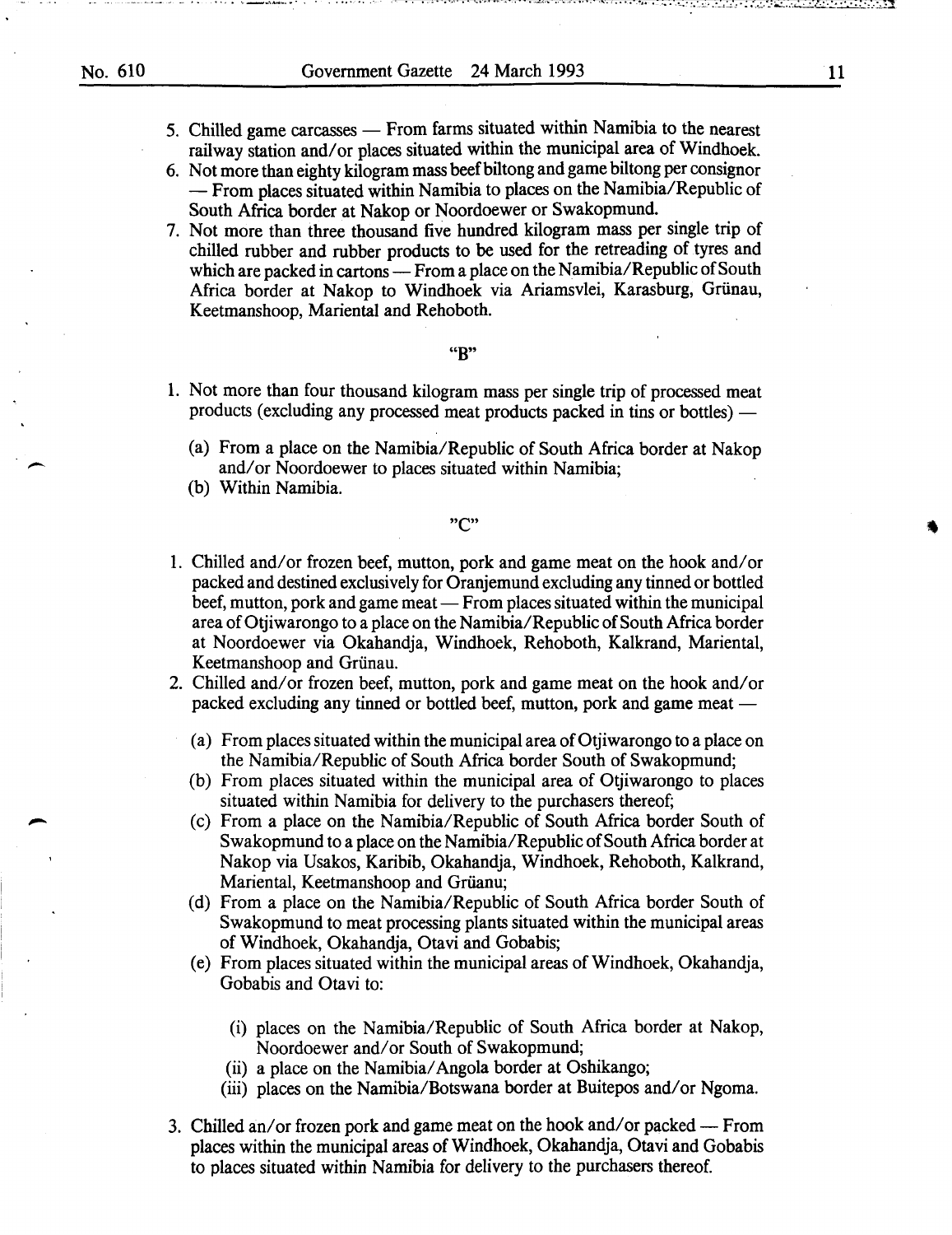5. Chilled game carcasses — From farms situated within Namibia to the nearest railway station and/or places situated within the municipal area of Windhoek.
6. Not more than eighty kilogram mass beef biltong and game biltong per consignor — From places situated within Namibia to places on the Namibia/Republic of South Africa border at Nakop or Noordoewer or Swakopmund.
7. Not more than three thousand five hundred kilogram mass per single trip of chilled rubber and rubber products to be used for the retreading of tyres and which are packed in cartons — From a place on the Namibia/Republic of South Africa border at Nakop to Windhoek via Ariamsvlei, Karasburg, Grünau, Keetmanshoop, Mariental and Rehoboth.

"B"

1. Not more than four thousand kilogram mass per single trip of processed meat products (excluding any processed meat products packed in tins or bottles) —
   (a) From a place on the Namibia/Republic of South Africa border at Nakop and/or Noordoewer to places situated within Namibia;
   (b) Within Namibia.

"C"

1. Chilled and/or frozen beef, mutton, pork and game meat on the hook and/or packed and destined exclusively for Oranjemund excluding any tinned or bottled beef, mutton, pork and game meat — From places situated within the municipal area of Otjiwarongo to a place on the Namibia/Republic of South Africa border at Noordoewer via Okahandja, Windhoek, Rehoboth, Kalkrand, Mariental, Keetmanshoop and Grünau.
2. Chilled and/or frozen beef, mutton, pork and game meat on the hook and/or packed excluding any tinned or bottled beef, mutton, pork and game meat —
   (a) From places situated within the municipal area of Otjiwarongo to a place on the Namibia/Republic of South Africa border South of Swakopmund;
   (b) From places situated within the municipal area of Otjiwarongo to places situated within Namibia for delivery to the purchasers thereof;
   (c) From a place on the Namibia/Republic of South Africa border South of Swakopmund to a place on the Namibia/Republic of South Africa border at Nakop via Usakos, Karibib, Okahandja, Windhoek, Rehoboth, Kalkrand, Mariental, Keetmanshoop and Grünau;
   (d) From a place on the Namibia/Republic of South Africa border South of Swakopmund to meat processing plants situated within the municipal areas of Windhoek, Okahandja, Otavi and Gobabis;
   (e) From places situated within the municipal areas of Windhoek, Okahandja, Gobabis and Otavi to:
      (i) places on the Namibia/Republic of South Africa border at Nakop, Noordoewer and/or South of Swakopmund;
      (ii) a place on the Namibia/Angola border at Oshikango;
      (iii) places on the Namibia/Botswana border at Buitepos and/or Ngoma.
3. Chilled an/or frozen pork and game meat on the hook and/or packed — From places within the municipal areas of Windhoek, Okahandja, Otavi and Gobabis to places situated within Namibia for delivery to the purchasers thereof.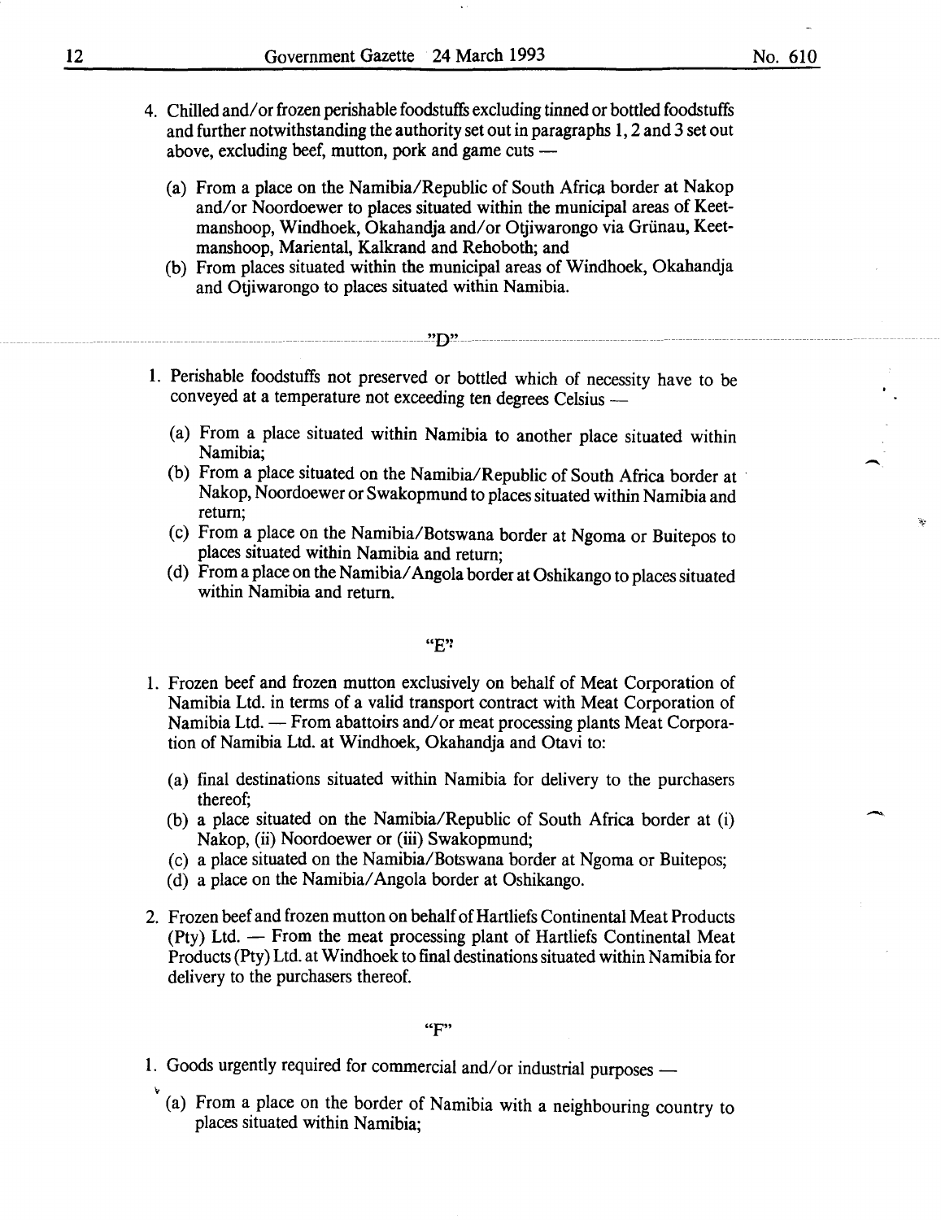4. Chilled and/or frozen perishable foodstuffs excluding tinned or bottled foodstuffs and further notwithstanding the authority set out in paragraphs 1, 2 and 3 set out above, excluding beef, mutton, pork and game cuts —

   (a) From a place on the Namibia/Republic of South Africa border at Nakop and/or Noordoewer to places situated within the municipal areas of Keetmanshoop, Windhoek, Okahandja and/or Otjiwarongo via Grünau, Keetmanshoop, Mariental, Kalkrand and Rehoboth; and

   (b) From places situated within the municipal areas of Windhoek, Okahandja and Otjiwarongo to places situated within Namibia.

"D"

1. Perishable foodstuffs not preserved or bottled which of necessity have to be conveyed at a temperature not exceeding ten degrees Celsius —

   (a) From a place situated within Namibia to another place situated within Namibia;

   (b) From a place situated on the Namibia/Republic of South Africa border at Nakop, Noordoewer or Swakopmund to places situated within Namibia and return;

   (c) From a place on the Namibia/Botswana border at Ngoma or Buitepos to places situated within Namibia and return;

   (d) From a place on the Namibia/Angola border at Oshikango to places situated within Namibia and return.

"E"

1. Frozen beef and frozen mutton exclusively on behalf of Meat Corporation of Namibia Ltd. in terms of a valid transport contract with Meat Corporation of Namibia Ltd. — From abattoirs and/or meat processing plants Meat Corporation of Namibia Ltd. at Windhoek, Okahandja and Otavi to:

   (a) final destinations situated within Namibia for delivery to the purchasers thereof;

   (b) a place situated on the Namibia/Republic of South Africa border at (i) Nakop, (ii) Noordoewer or (iii) Swakopmund;

   (c) a place situated on the Namibia/Botswana border at Ngoma or Buitepos;

   (d) a place on the Namibia/Angola border at Oshikango.

2. Frozen beef and frozen mutton on behalf of Hartliefs Continental Meat Products (Pty) Ltd. — From the meat processing plant of Hartliefs Continental Meat Products (Pty) Ltd. at Windhoek to final destinations situated within Namibia for delivery to the purchasers thereof.

"F"

1. Goods urgently required for commercial and/or industrial purposes —

   (a) From a place on the border of Namibia with a neighbouring country to places situated within Namibia;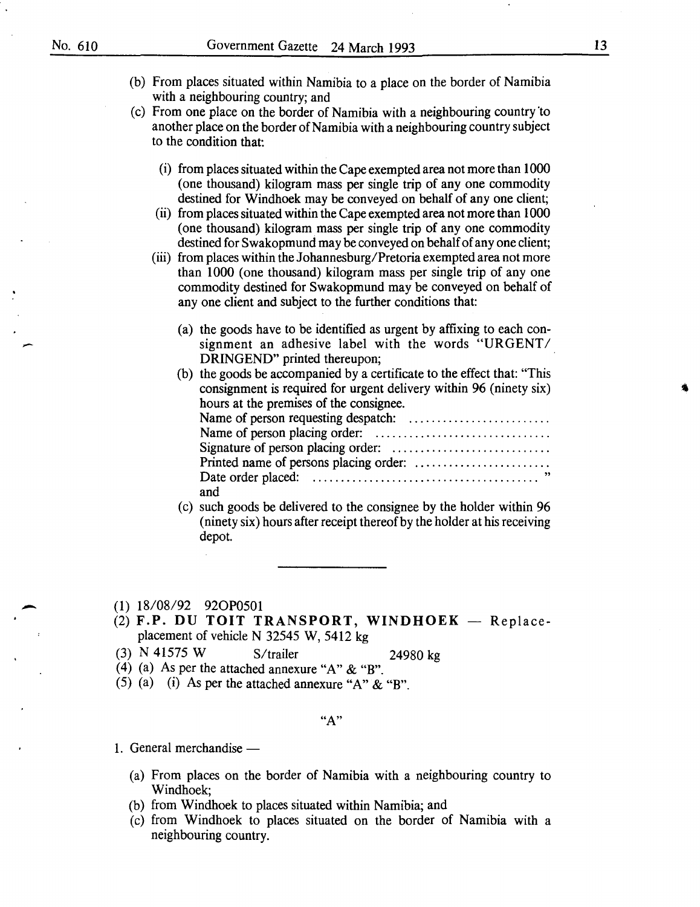(b) From places situated within Namibia to a place on the border of Namibia with a neighbouring country; and

(c) From one place on the border of Namibia with a neighbouring country to another place on the border of Namibia with a neighbouring country subject to the condition that:

   (i) from places situated within the Cape exempted area not more than 1000 (one thousand) kilogram mass per single trip of any one commodity destined for Windhoek may be conveyed on behalf of any one client;

   (ii) from places situated within the Cape exempted area not more than 1000 (one thousand) kilogram mass per single trip of any one commodity destined for Swakopmund may be conveyed on behalf of any one client;

   (iii) from places within the Johannesburg/Pretoria exempted area not more than 1000 (one thousand) kilogram mass per single trip of any one commodity destined for Swakopmund may be conveyed on behalf of any one client and subject to the further conditions that:

      (a) the goods have to be identified as urgent by affixing to each consignment an adhesive label with the words "URGENT/ DRINGEND" printed thereupon;

      (b) the goods be accompanied by a certificate to the effect that: "This consignment is required for urgent delivery within 96 (ninety six) hours at the premises of the consignee.
      Name of person requesting despatch: .........................
      Name of person placing order: ...............................
      Signature of person placing order: ............................
      Printed name of persons placing order: ........................
      Date order placed: ....................................... "
      and

      (c) such goods be delivered to the consignee by the holder within 96 (ninety six) hours after receipt thereof by the holder at his receiving depot.

---

(1) 18/08/92 92OP0501

(2) **F.P. DU TOIT TRANSPORT, WINDHOEK** — Replace-placement of vehicle N 32545 W, 5412 kg

(3) N 41575 W S/trailer 24980 kg

(4) (a) As per the attached annexure "A" & "B".

(5) (a) (i) As per the attached annexure "A" & "B".

"A"

1. General merchandise —

   (a) From places on the border of Namibia with a neighbouring country to Windhoek;

   (b) from Windhoek to places situated within Namibia; and

   (c) from Windhoek to places situated on the border of Namibia with a neighbouring country.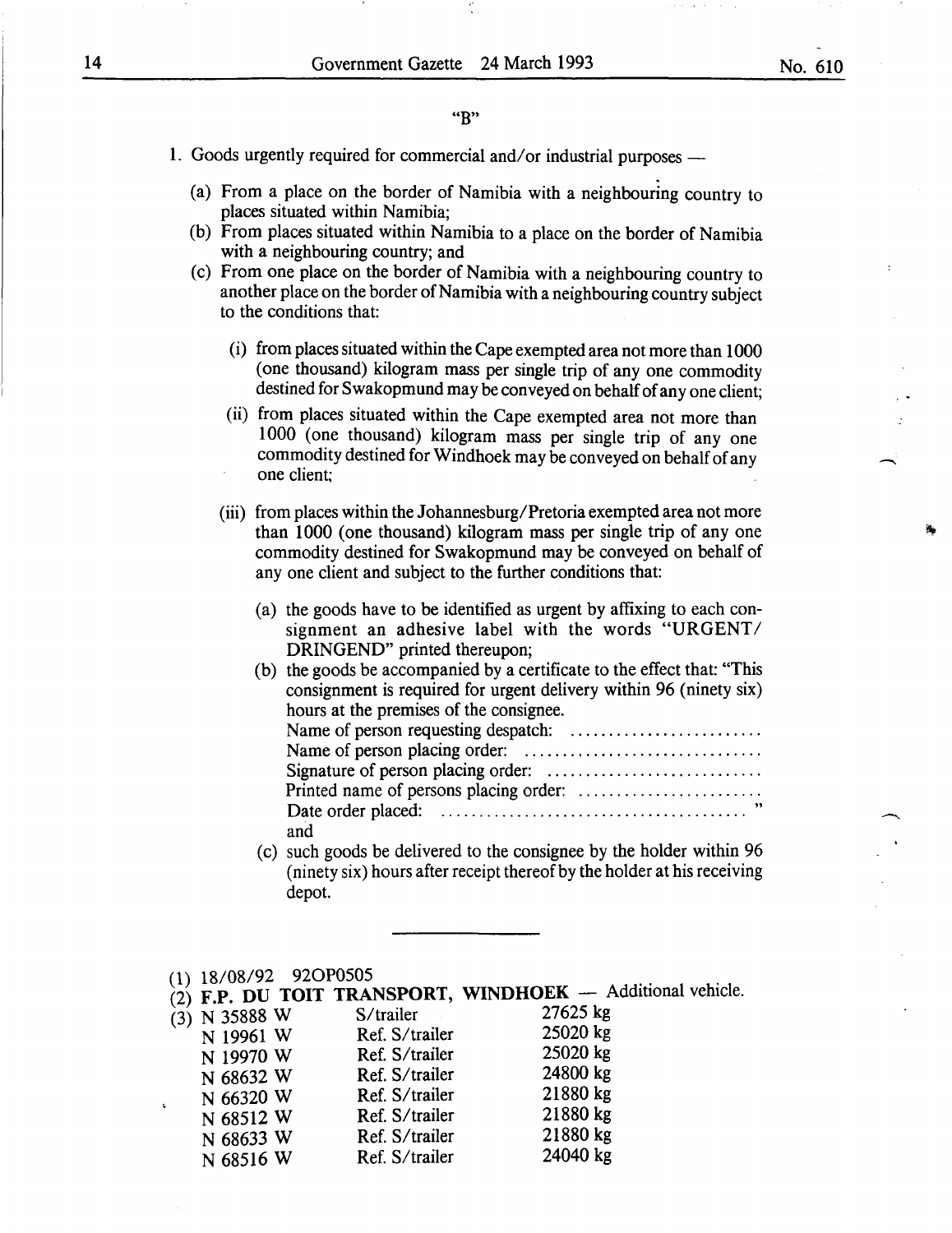"B"

1. Goods urgently required for commercial and/or industrial purposes —

   (a) From a place on the border of Namibia with a neighbouring country to places situated within Namibia;

   (b) From places situated within Namibia to a place on the border of Namibia with a neighbouring country; and

   (c) From one place on the border of Namibia with a neighbouring country to another place on the border of Namibia with a neighbouring country subject to the conditions that:

      (i) from places situated within the Cape exempted area not more than 1000 (one thousand) kilogram mass per single trip of any one commodity destined for Swakopmund may be conveyed on behalf of any one client;

      (ii) from places situated within the Cape exempted area not more than 1000 (one thousand) kilogram mass per single trip of any one commodity destined for Windhoek may be conveyed on behalf of any one client;

      (iii) from places within the Johannesburg/Pretoria exempted area not more than 1000 (one thousand) kilogram mass per single trip of any one commodity destined for Swakopmund may be conveyed on behalf of any one client and subject to the further conditions that:

         (a) the goods have to be identified as urgent by affixing to each consignment an adhesive label with the words "URGENT/DRINGEND" printed thereupon;

         (b) the goods be accompanied by a certificate to the effect that: "This consignment is required for urgent delivery within 96 (ninety six) hours at the premises of the consignee.
         Name of person requesting despatch: .........................
         Name of person placing order: ...............................
         Signature of person placing order: ............................
         Printed name of persons placing order: ........................
         Date order placed: ....................................... "
         and

         (c) such goods be delivered to the consignee by the holder within 96 (ninety six) hours after receipt thereof by the holder at his receiving depot.

---

(1) 18/08/92 92OP0505

(2) **F.P. DU TOIT TRANSPORT, WINDHOEK** — Additional vehicle.

(3)

| | | |
|---|---|---|
| N 35888 W | S/trailer | 27625 kg |
| N 19961 W | Ref. S/trailer | 25020 kg |
| N 19970 W | Ref. S/trailer | 25020 kg |
| N 68632 W | Ref. S/trailer | 24800 kg |
| N 66320 W | Ref. S/trailer | 21880 kg |
| N 68512 W | Ref. S/trailer | 21880 kg |
| N 68633 W | Ref. S/trailer | 21880 kg |
| N 68516 W | Ref. S/trailer | 24040 kg |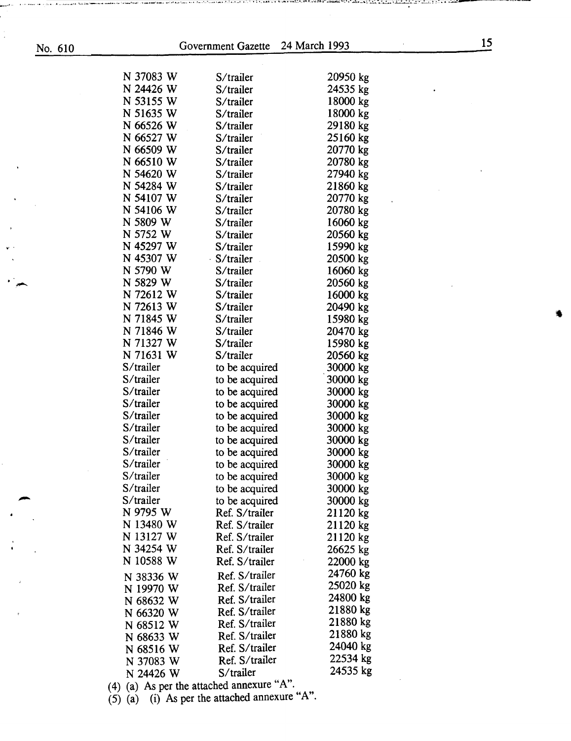| | | |
|---|---|---|
| N 37083 W | S/trailer | 20950 kg |
| N 24426 W | S/trailer | 24535 kg |
| N 53155 W | S/trailer | 18000 kg |
| N 51635 W | S/trailer | 18000 kg |
| N 66526 W | S/trailer | 29180 kg |
| N 66527 W | S/trailer | 25160 kg |
| N 66509 W | S/trailer | 20770 kg |
| N 66510 W | S/trailer | 20780 kg |
| N 54620 W | S/trailer | 27940 kg |
| N 54284 W | S/trailer | 21860 kg |
| N 54107 W | S/trailer | 20770 kg |
| N 54106 W | S/trailer | 20780 kg |
| N 5809 W | S/trailer | 16060 kg |
| N 5752 W | S/trailer | 20560 kg |
| N 45297 W | S/trailer | 15990 kg |
| N 45307 W | S/trailer | 20500 kg |
| N 5790 W | S/trailer | 16060 kg |
| N 5829 W | S/trailer | 20560 kg |
| N 72612 W | S/trailer | 16000 kg |
| N 72613 W | S/trailer | 20490 kg |
| N 71845 W | S/trailer | 15980 kg |
| N 71846 W | S/trailer | 20470 kg |
| N 71327 W | S/trailer | 15980 kg |
| N 71631 W | S/trailer | 20560 kg |
| S/trailer | to be acquired | 30000 kg |
| S/trailer | to be acquired | 30000 kg |
| S/trailer | to be acquired | 30000 kg |
| S/trailer | to be acquired | 30000 kg |
| S/trailer | to be acquired | 30000 kg |
| S/trailer | to be acquired | 30000 kg |
| S/trailer | to be acquired | 30000 kg |
| S/trailer | to be acquired | 30000 kg |
| S/trailer | to be acquired | 30000 kg |
| S/trailer | to be acquired | 30000 kg |
| S/trailer | to be acquired | 30000 kg |
| S/trailer | to be acquired | 30000 kg |
| N 9795 W | Ref. S/trailer | 21120 kg |
| N 13480 W | Ref. S/trailer | 21120 kg |
| N 13127 W | Ref. S/trailer | 21120 kg |
| N 34254 W | Ref. S/trailer | 26625 kg |
| N 10588 W | Ref. S/trailer | 22000 kg |
| N 38336 W | Ref. S/trailer | 24760 kg |
| N 19970 W | Ref. S/trailer | 25020 kg |
| N 68632 W | Ref. S/trailer | 24800 kg |
| N 66320 W | Ref. S/trailer | 21880 kg |
| N 68512 W | Ref. S/trailer | 21880 kg |
| N 68633 W | Ref. S/trailer | 21880 kg |
| N 68516 W | Ref. S/trailer | 24040 kg |
| N 37083 W | Ref. S/trailer | 22534 kg |
| N 24426 W | S/trailer | 24535 kg |

(4) (a) As per the attached annexure "A".

(5) (a) (i) As per the attached annexure "A".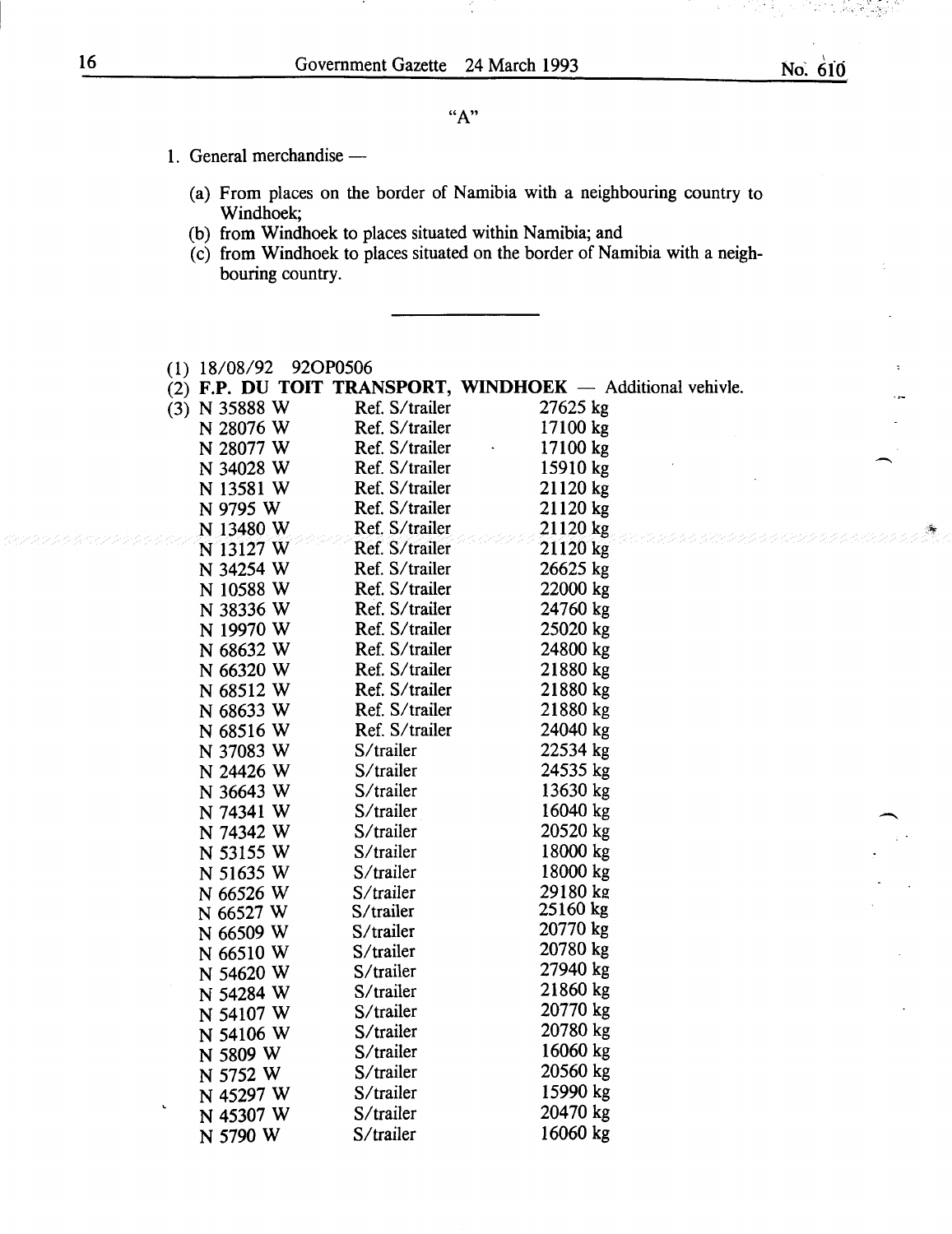"A"

1. General merchandise —

   (a) From places on the border of Namibia with a neighbouring country to Windhoek;
   (b) from Windhoek to places situated within Namibia; and
   (c) from Windhoek to places situated on the border of Namibia with a neighbouring country.

---

(1) 18/08/92 92OP0506

(2) **F.P. DU TOIT TRANSPORT, WINDHOEK** — Additional vehivle.

(3)

| | | |
|---|---|---|
| N 35888 W | Ref. S/trailer | 27625 kg |
| N 28076 W | Ref. S/trailer | 17100 kg |
| N 28077 W | Ref. S/trailer | 17100 kg |
| N 34028 W | Ref. S/trailer | 15910 kg |
| N 13581 W | Ref. S/trailer | 21120 kg |
| N 9795 W | Ref. S/trailer | 21120 kg |
| N 13480 W | Ref. S/trailer | 21120 kg |
| N 13127 W | Ref. S/trailer | 21120 kg |
| N 34254 W | Ref. S/trailer | 26625 kg |
| N 10588 W | Ref. S/trailer | 22000 kg |
| N 38336 W | Ref. S/trailer | 24760 kg |
| N 19970 W | Ref. S/trailer | 25020 kg |
| N 68632 W | Ref. S/trailer | 24800 kg |
| N 66320 W | Ref. S/trailer | 21880 kg |
| N 68512 W | Ref. S/trailer | 21880 kg |
| N 68633 W | Ref. S/trailer | 21880 kg |
| N 68516 W | Ref. S/trailer | 24040 kg |
| N 37083 W | S/trailer | 22534 kg |
| N 24426 W | S/trailer | 24535 kg |
| N 36643 W | S/trailer | 13630 kg |
| N 74341 W | S/trailer | 16040 kg |
| N 74342 W | S/trailer | 20520 kg |
| N 53155 W | S/trailer | 18000 kg |
| N 51635 W | S/trailer | 18000 kg |
| N 66526 W | S/trailer | 29180 kg |
| N 66527 W | S/trailer | 25160 kg |
| N 66509 W | S/trailer | 20770 kg |
| N 66510 W | S/trailer | 20780 kg |
| N 54620 W | S/trailer | 27940 kg |
| N 54284 W | S/trailer | 21860 kg |
| N 54107 W | S/trailer | 20770 kg |
| N 54106 W | S/trailer | 20780 kg |
| N 5809 W | S/trailer | 16060 kg |
| N 5752 W | S/trailer | 20560 kg |
| N 45297 W | S/trailer | 15990 kg |
| N 45307 W | S/trailer | 20470 kg |
| N 5790 W | S/trailer | 16060 kg |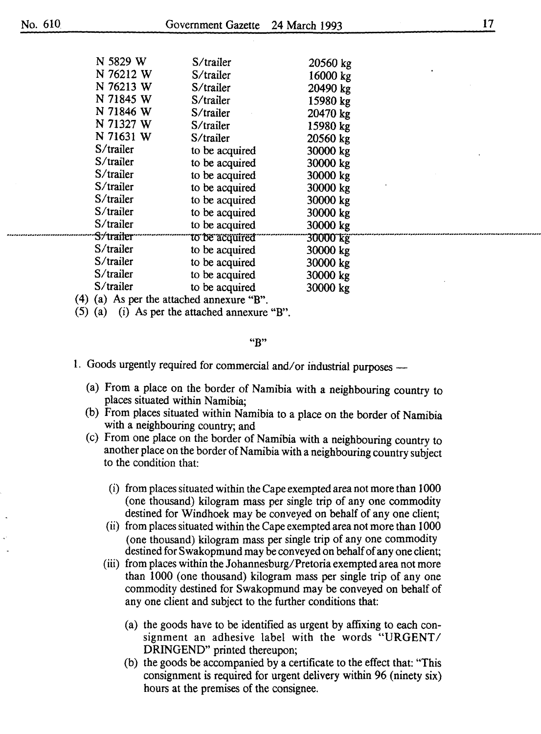| | | |
|---|---|---|
| N 5829 W | S/trailer | 20560 kg |
| N 76212 W | S/trailer | 16000 kg |
| N 76213 W | S/trailer | 20490 kg |
| N 71845 W | S/trailer | 15980 kg |
| N 71846 W | S/trailer | 20470 kg |
| N 71327 W | S/trailer | 15980 kg |
| N 71631 W | S/trailer | 20560 kg |
| S/trailer | to be acquired | 30000 kg |
| S/trailer | to be acquired | 30000 kg |
| S/trailer | to be acquired | 30000 kg |
| S/trailer | to be acquired | 30000 kg |
| S/trailer | to be acquired | 30000 kg |
| S/trailer | to be acquired | 30000 kg |
| S/trailer | to be acquired | 30000 kg |
| S/trailer | to be acquired | 30000 kg |
| S/trailer | to be acquired | 30000 kg |
| S/trailer | to be acquired | 30000 kg |
| S/trailer | to be acquired | 30000 kg |
| S/trailer | to be acquired | 30000 kg |

(4) (a) As per the attached annexure "B".

(5) (a) (i) As per the attached annexure "B".

"B"

1. Goods urgently required for commercial and/or industrial purposes —

   (a) From a place on the border of Namibia with a neighbouring country to places situated within Namibia;

   (b) From places situated within Namibia to a place on the border of Namibia with a neighbouring country; and

   (c) From one place on the border of Namibia with a neighbouring country to another place on the border of Namibia with a neighbouring country subject to the condition that:

      (i) from places situated within the Cape exempted area not more than 1000 (one thousand) kilogram mass per single trip of any one commodity destined for Windhoek may be conveyed on behalf of any one client;

      (ii) from places situated within the Cape exempted area not more than 1000 (one thousand) kilogram mass per single trip of any one commodity destined for Swakopmund may be conveyed on behalf of any one client;

      (iii) from places within the Johannesburg/Pretoria exempted area not more than 1000 (one thousand) kilogram mass per single trip of any one commodity destined for Swakopmund may be conveyed on behalf of any one client and subject to the further conditions that:

         (a) the goods have to be identified as urgent by affixing to each consignment an adhesive label with the words "URGENT/DRINGEND" printed thereupon;

         (b) the goods be accompanied by a certificate to the effect that: "This consignment is required for urgent delivery within 96 (ninety six) hours at the premises of the consignee.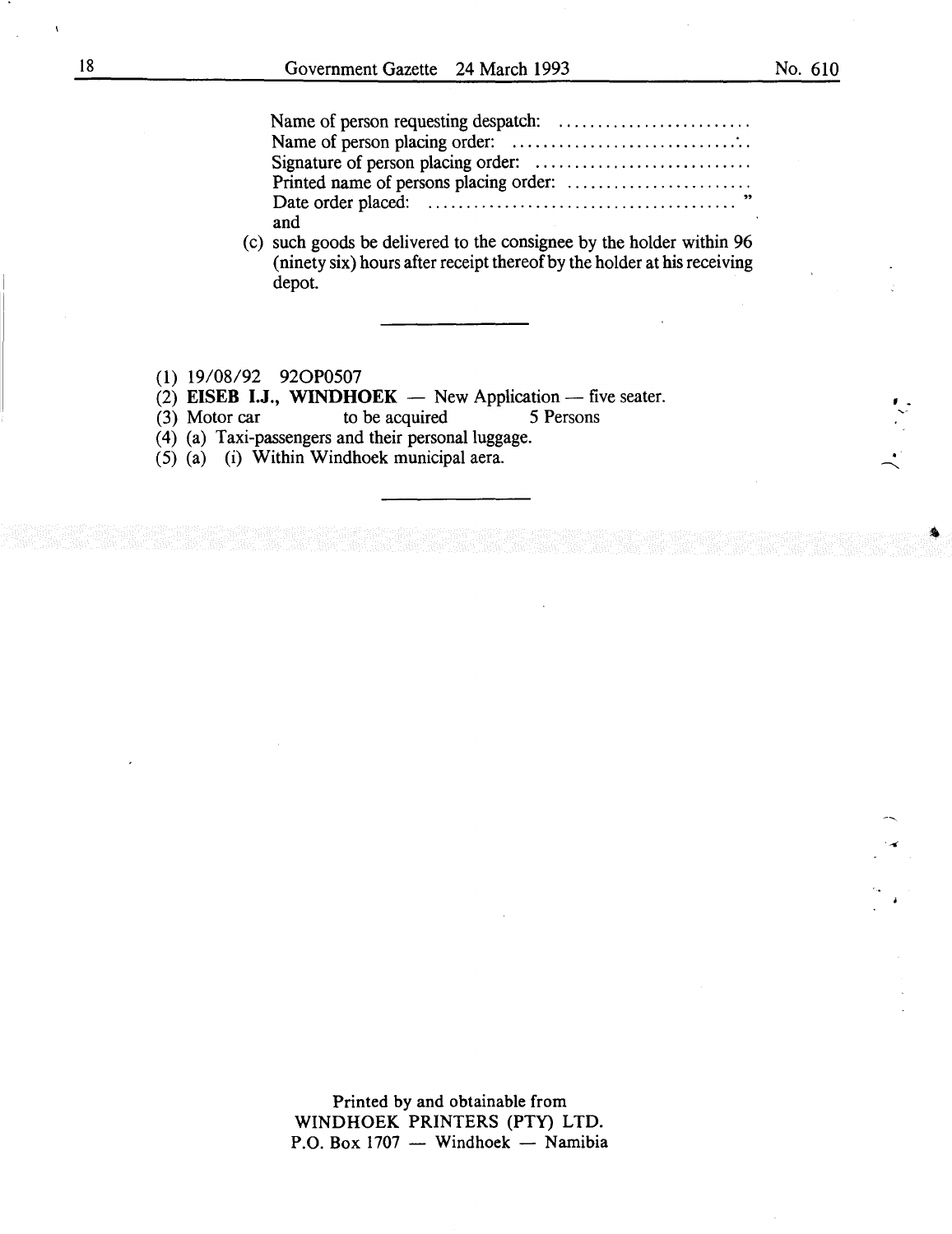Name of person requesting despatch: ........................
Name of person placing order: ............................
Signature of person placing order: ...........................
Printed name of persons placing order: ........................
Date order placed: ....................................... "
and

(c) such goods be delivered to the consignee by the holder within 96 (ninety six) hours after receipt thereof by the holder at his receiving depot.

---

(1) 19/08/92 92OP0507
(2) **EISEB I.J., WINDHOEK** — New Application — five seater.
(3) Motor car to be acquired 5 Persons
(4) (a) Taxi-passengers and their personal luggage.
(5) (a) (i) Within Windhoek municipal aera.

---

Printed by and obtainable from
WINDHOEK PRINTERS (PTY) LTD.
P.O. Box 1707 — Windhoek — Namibia